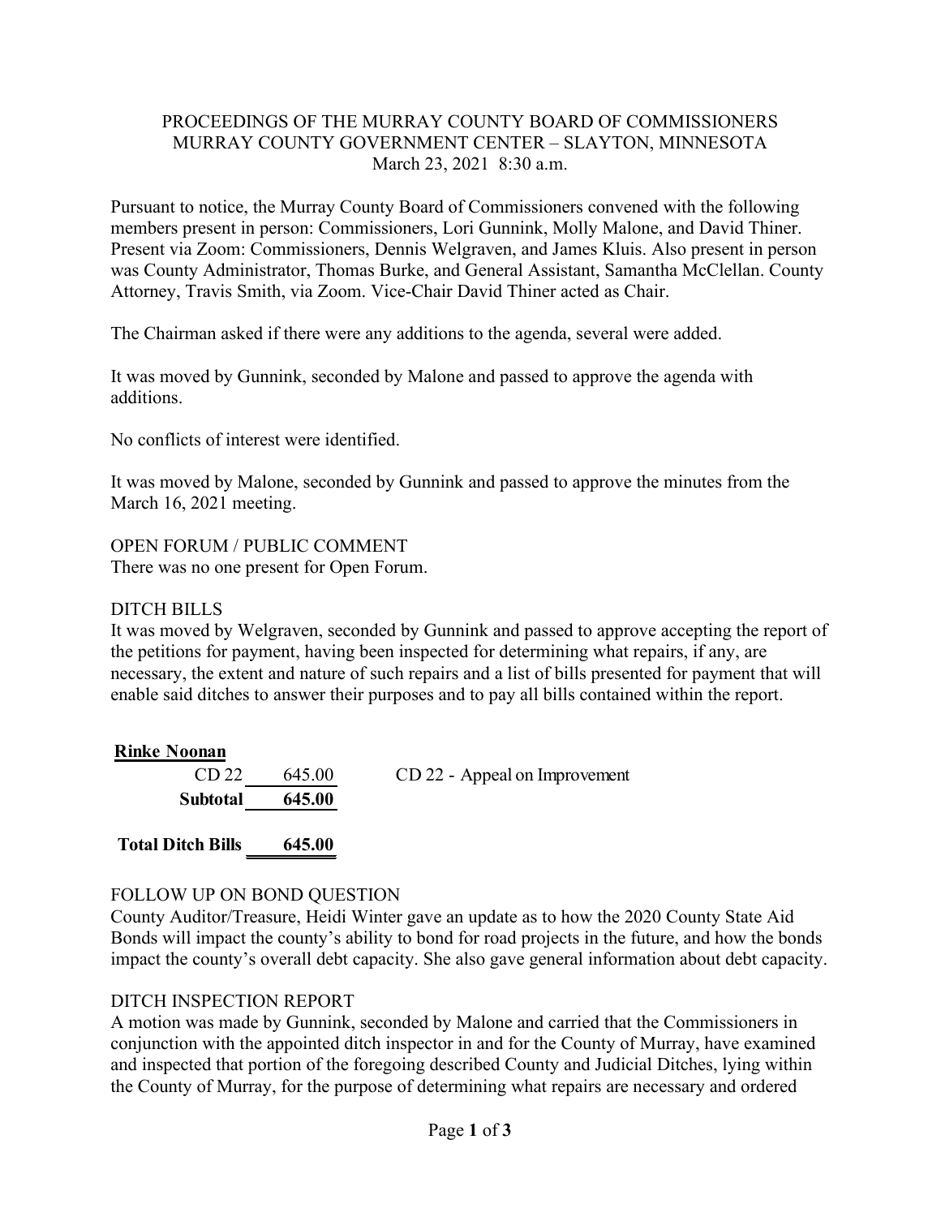PROCEEDINGS OF THE MURRAY COUNTY BOARD OF COMMISSIONERS
MURRAY COUNTY GOVERNMENT CENTER – SLAYTON, MINNESOTA
March 23, 2021 8:30 a.m.

Pursuant to notice, the Murray County Board of Commissioners convened with the following members present in person: Commissioners, Lori Gunnink, Molly Malone, and David Thiner. Present via Zoom: Commissioners, Dennis Welgraven, and James Kluis. Also present in person was County Administrator, Thomas Burke, and General Assistant, Samantha McClellan. County Attorney, Travis Smith, via Zoom. Vice-Chair David Thiner acted as Chair.

The Chairman asked if there were any additions to the agenda, several were added.

It was moved by Gunnink, seconded by Malone and passed to approve the agenda with additions.

No conflicts of interest were identified.

It was moved by Malone, seconded by Gunnink and passed to approve the minutes from the March 16, 2021 meeting.

OPEN FORUM / PUBLIC COMMENT
There was no one present for Open Forum.

DITCH BILLS
It was moved by Welgraven, seconded by Gunnink and passed to approve accepting the report of the petitions for payment, having been inspected for determining what repairs, if any, are necessary, the extent and nature of such repairs and a list of bills presented for payment that will enable said ditches to answer their purposes and to pay all bills contained within the report.

| **Rinke Noonan** | | |
|---|---|---|
| CD 22 | 645.00 | CD 22 - Appeal on Improvement |
| **Subtotal** | **645.00** | |
| **Total Ditch Bills** | **645.00** | |

FOLLOW UP ON BOND QUESTION
County Auditor/Treasure, Heidi Winter gave an update as to how the 2020 County State Aid Bonds will impact the county's ability to bond for road projects in the future, and how the bonds impact the county's overall debt capacity. She also gave general information about debt capacity.

DITCH INSPECTION REPORT
A motion was made by Gunnink, seconded by Malone and carried that the Commissioners in conjunction with the appointed ditch inspector in and for the County of Murray, have examined and inspected that portion of the foregoing described County and Judicial Ditches, lying within the County of Murray, for the purpose of determining what repairs are necessary and ordered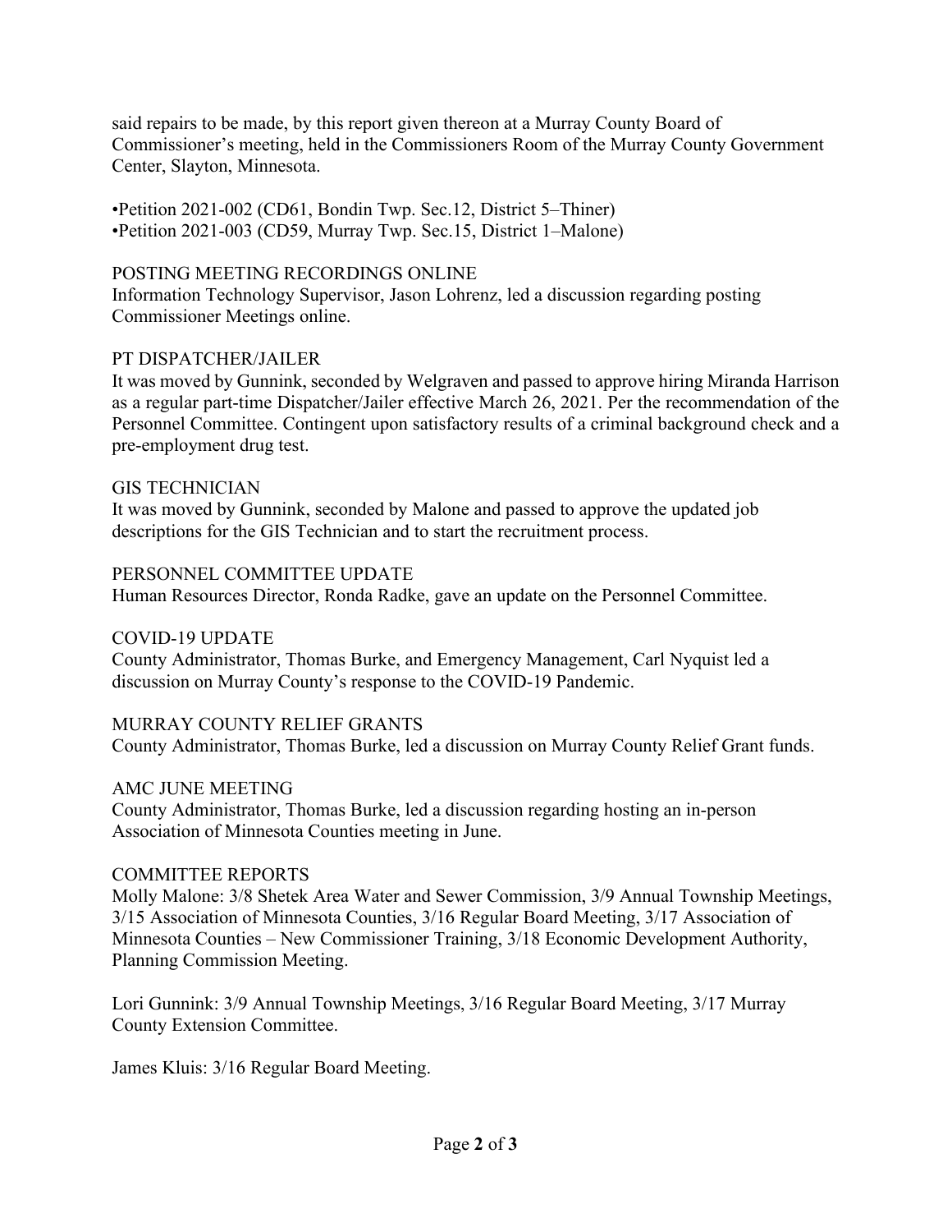said repairs to be made, by this report given thereon at a Murray County Board of Commissioner's meeting, held in the Commissioners Room of the Murray County Government Center, Slayton, Minnesota.

•Petition 2021-002 (CD61, Bondin Twp. Sec.12, District 5–Thiner)
•Petition 2021-003 (CD59, Murray Twp. Sec.15, District 1–Malone)

POSTING MEETING RECORDINGS ONLINE
Information Technology Supervisor, Jason Lohrenz, led a discussion regarding posting Commissioner Meetings online.

PT DISPATCHER/JAILER
It was moved by Gunnink, seconded by Welgraven and passed to approve hiring Miranda Harrison as a regular part-time Dispatcher/Jailer effective March 26, 2021. Per the recommendation of the Personnel Committee. Contingent upon satisfactory results of a criminal background check and a pre-employment drug test.

GIS TECHNICIAN
It was moved by Gunnink, seconded by Malone and passed to approve the updated job descriptions for the GIS Technician and to start the recruitment process.

PERSONNEL COMMITTEE UPDATE
Human Resources Director, Ronda Radke, gave an update on the Personnel Committee.

COVID-19 UPDATE
County Administrator, Thomas Burke, and Emergency Management, Carl Nyquist led a discussion on Murray County's response to the COVID-19 Pandemic.

MURRAY COUNTY RELIEF GRANTS
County Administrator, Thomas Burke, led a discussion on Murray County Relief Grant funds.

AMC JUNE MEETING
County Administrator, Thomas Burke, led a discussion regarding hosting an in-person Association of Minnesota Counties meeting in June.

COMMITTEE REPORTS
Molly Malone: 3/8 Shetek Area Water and Sewer Commission, 3/9 Annual Township Meetings, 3/15 Association of Minnesota Counties, 3/16 Regular Board Meeting, 3/17 Association of Minnesota Counties – New Commissioner Training, 3/18 Economic Development Authority, Planning Commission Meeting.

Lori Gunnink: 3/9 Annual Township Meetings, 3/16 Regular Board Meeting, 3/17 Murray County Extension Committee.

James Kluis: 3/16 Regular Board Meeting.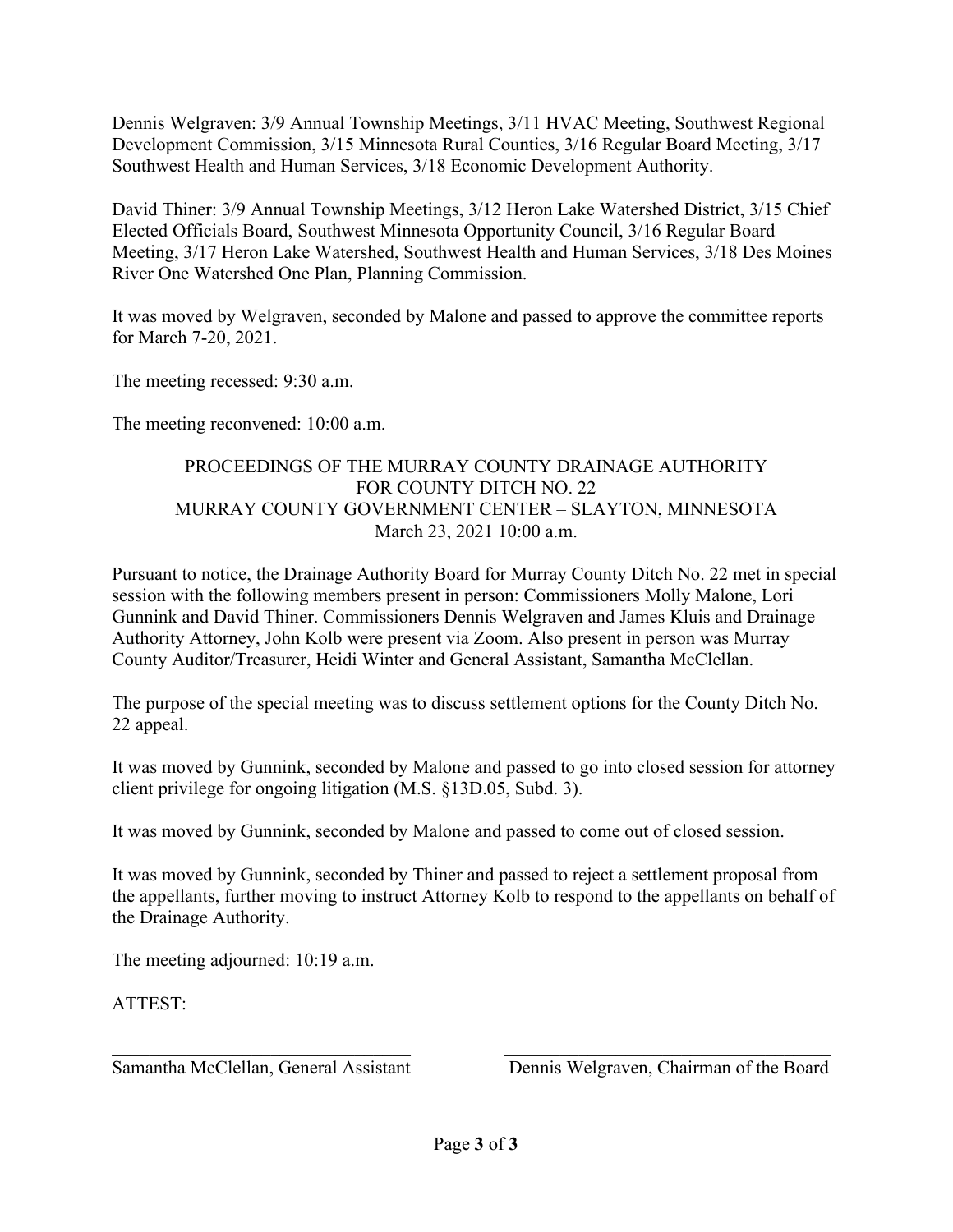Dennis Welgraven: 3/9 Annual Township Meetings, 3/11 HVAC Meeting, Southwest Regional Development Commission, 3/15 Minnesota Rural Counties, 3/16 Regular Board Meeting, 3/17 Southwest Health and Human Services, 3/18 Economic Development Authority.

David Thiner: 3/9 Annual Township Meetings, 3/12 Heron Lake Watershed District, 3/15 Chief Elected Officials Board, Southwest Minnesota Opportunity Council, 3/16 Regular Board Meeting, 3/17 Heron Lake Watershed, Southwest Health and Human Services, 3/18 Des Moines River One Watershed One Plan, Planning Commission.

It was moved by Welgraven, seconded by Malone and passed to approve the committee reports for March 7-20, 2021.

The meeting recessed: 9:30 a.m.

The meeting reconvened: 10:00 a.m.

## PROCEEDINGS OF THE MURRAY COUNTY DRAINAGE AUTHORITY FOR COUNTY DITCH NO. 22 MURRAY COUNTY GOVERNMENT CENTER – SLAYTON, MINNESOTA March 23, 2021 10:00 a.m.

Pursuant to notice, the Drainage Authority Board for Murray County Ditch No. 22 met in special session with the following members present in person: Commissioners Molly Malone, Lori Gunnink and David Thiner. Commissioners Dennis Welgraven and James Kluis and Drainage Authority Attorney, John Kolb were present via Zoom. Also present in person was Murray County Auditor/Treasurer, Heidi Winter and General Assistant, Samantha McClellan.

The purpose of the special meeting was to discuss settlement options for the County Ditch No. 22 appeal.

It was moved by Gunnink, seconded by Malone and passed to go into closed session for attorney client privilege for ongoing litigation (M.S. §13D.05, Subd. 3).

It was moved by Gunnink, seconded by Malone and passed to come out of closed session.

It was moved by Gunnink, seconded by Thiner and passed to reject a settlement proposal from the appellants, further moving to instruct Attorney Kolb to respond to the appellants on behalf of the Drainage Authority.

The meeting adjourned: 10:19 a.m.

ATTEST:

| | |
|---|---|
| Samantha McClellan, General Assistant | Dennis Welgraven, Chairman of the Board |